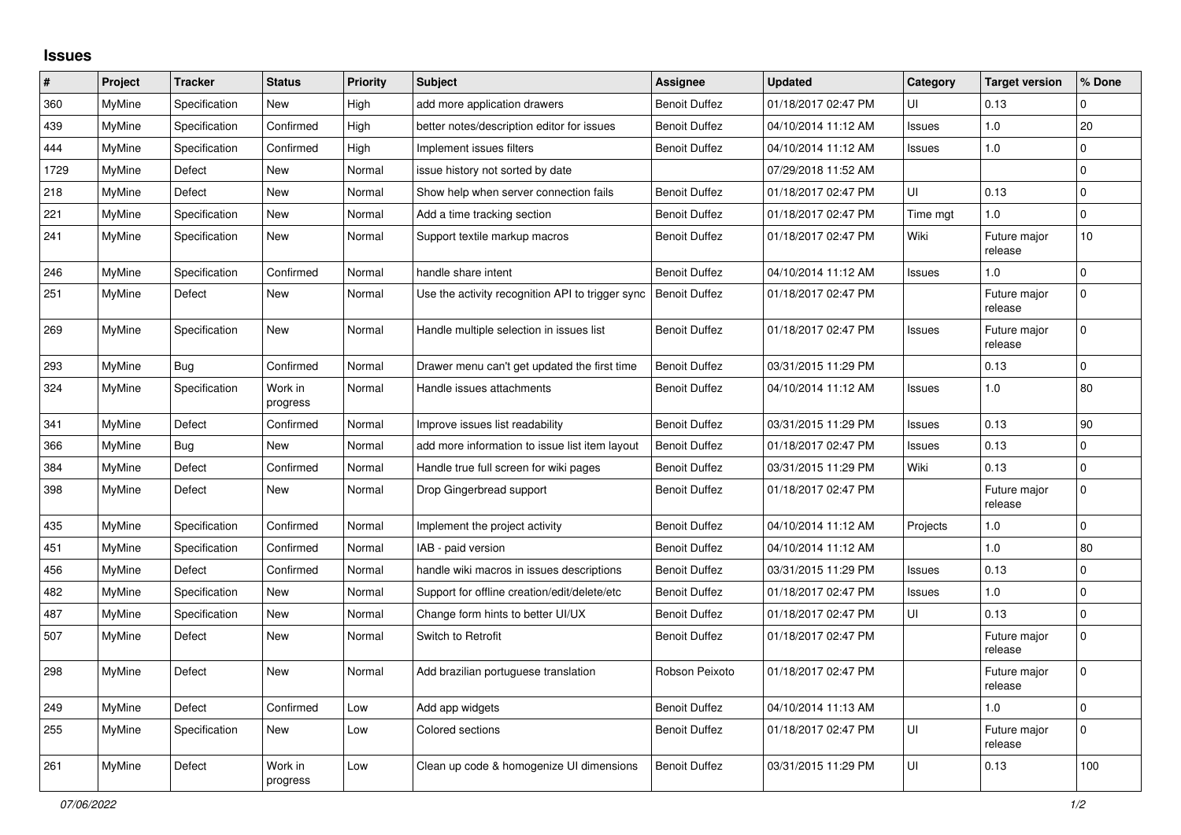## Issues

| # | Project | Tracker | Status | Priority | Subject | Assignee | Updated | Category | Target version | % Done |
|---|---|---|---|---|---|---|---|---|---|---|
| 360 | MyMine | Specification | New | High | add more application drawers | Benoit Duffez | 01/18/2017 02:47 PM | UI | 0.13 | 0 |
| 439 | MyMine | Specification | Confirmed | High | better notes/description editor for issues | Benoit Duffez | 04/10/2014 11:12 AM | Issues | 1.0 | 20 |
| 444 | MyMine | Specification | Confirmed | High | Implement issues filters | Benoit Duffez | 04/10/2014 11:12 AM | Issues | 1.0 | 0 |
| 1729 | MyMine | Defect | New | Normal | issue history not sorted by date | | 07/29/2018 11:52 AM | | | 0 |
| 218 | MyMine | Defect | New | Normal | Show help when server connection fails | Benoit Duffez | 01/18/2017 02:47 PM | UI | 0.13 | 0 |
| 221 | MyMine | Specification | New | Normal | Add a time tracking section | Benoit Duffez | 01/18/2017 02:47 PM | Time mgt | 1.0 | 0 |
| 241 | MyMine | Specification | New | Normal | Support textile markup macros | Benoit Duffez | 01/18/2017 02:47 PM | Wiki | Future major release | 10 |
| 246 | MyMine | Specification | Confirmed | Normal | handle share intent | Benoit Duffez | 04/10/2014 11:12 AM | Issues | 1.0 | 0 |
| 251 | MyMine | Defect | New | Normal | Use the activity recognition API to trigger sync | Benoit Duffez | 01/18/2017 02:47 PM | | Future major release | 0 |
| 269 | MyMine | Specification | New | Normal | Handle multiple selection in issues list | Benoit Duffez | 01/18/2017 02:47 PM | Issues | Future major release | 0 |
| 293 | MyMine | Bug | Confirmed | Normal | Drawer menu can't get updated the first time | Benoit Duffez | 03/31/2015 11:29 PM | | 0.13 | 0 |
| 324 | MyMine | Specification | Work in progress | Normal | Handle issues attachments | Benoit Duffez | 04/10/2014 11:12 AM | Issues | 1.0 | 80 |
| 341 | MyMine | Defect | Confirmed | Normal | Improve issues list readability | Benoit Duffez | 03/31/2015 11:29 PM | Issues | 0.13 | 90 |
| 366 | MyMine | Bug | New | Normal | add more information to issue list item layout | Benoit Duffez | 01/18/2017 02:47 PM | Issues | 0.13 | 0 |
| 384 | MyMine | Defect | Confirmed | Normal | Handle true full screen for wiki pages | Benoit Duffez | 03/31/2015 11:29 PM | Wiki | 0.13 | 0 |
| 398 | MyMine | Defect | New | Normal | Drop Gingerbread support | Benoit Duffez | 01/18/2017 02:47 PM | | Future major release | 0 |
| 435 | MyMine | Specification | Confirmed | Normal | Implement the project activity | Benoit Duffez | 04/10/2014 11:12 AM | Projects | 1.0 | 0 |
| 451 | MyMine | Specification | Confirmed | Normal | IAB - paid version | Benoit Duffez | 04/10/2014 11:12 AM | | 1.0 | 80 |
| 456 | MyMine | Defect | Confirmed | Normal | handle wiki macros in issues descriptions | Benoit Duffez | 03/31/2015 11:29 PM | Issues | 0.13 | 0 |
| 482 | MyMine | Specification | New | Normal | Support for offline creation/edit/delete/etc | Benoit Duffez | 01/18/2017 02:47 PM | Issues | 1.0 | 0 |
| 487 | MyMine | Specification | New | Normal | Change form hints to better UI/UX | Benoit Duffez | 01/18/2017 02:47 PM | UI | 0.13 | 0 |
| 507 | MyMine | Defect | New | Normal | Switch to Retrofit | Benoit Duffez | 01/18/2017 02:47 PM | | Future major release | 0 |
| 298 | MyMine | Defect | New | Normal | Add brazilian portuguese translation | Robson Peixoto | 01/18/2017 02:47 PM | | Future major release | 0 |
| 249 | MyMine | Defect | Confirmed | Low | Add app widgets | Benoit Duffez | 04/10/2014 11:13 AM | | 1.0 | 0 |
| 255 | MyMine | Specification | New | Low | Colored sections | Benoit Duffez | 01/18/2017 02:47 PM | UI | Future major release | 0 |
| 261 | MyMine | Defect | Work in progress | Low | Clean up code & homogenize UI dimensions | Benoit Duffez | 03/31/2015 11:29 PM | UI | 0.13 | 100 |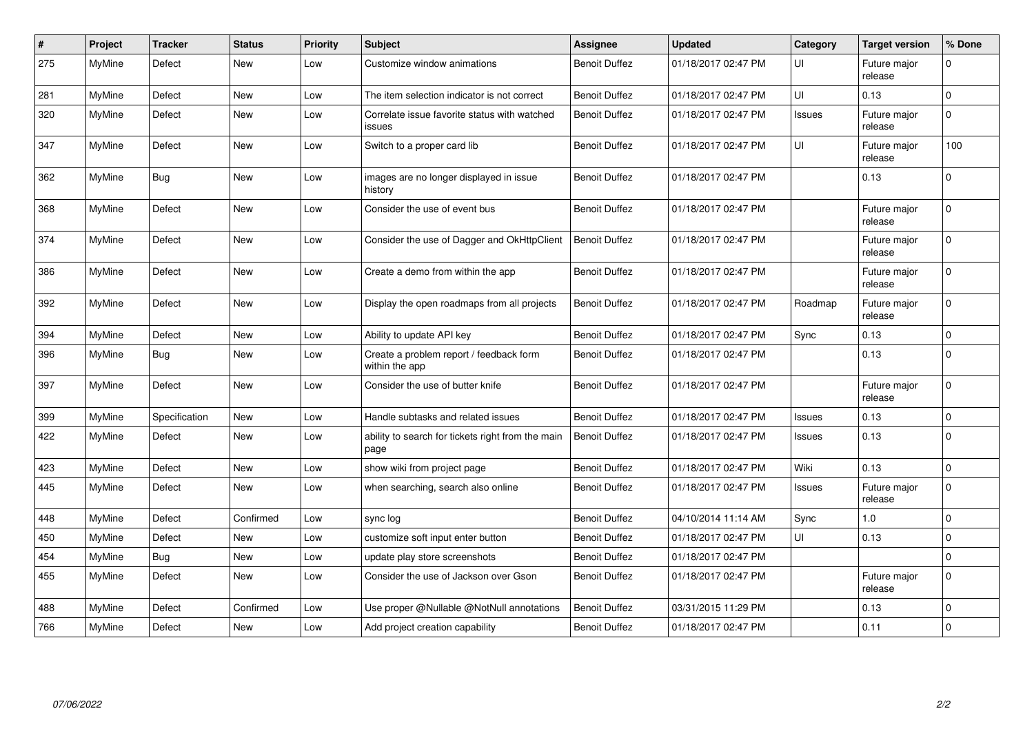| # | Project | Tracker | Status | Priority | Subject | Assignee | Updated | Category | Target version | % Done |
|---|---|---|---|---|---|---|---|---|---|---|
| 275 | MyMine | Defect | New | Low | Customize window animations | Benoit Duffez | 01/18/2017 02:47 PM | UI | Future major release | 0 |
| 281 | MyMine | Defect | New | Low | The item selection indicator is not correct | Benoit Duffez | 01/18/2017 02:47 PM | UI | 0.13 | 0 |
| 320 | MyMine | Defect | New | Low | Correlate issue favorite status with watched issues | Benoit Duffez | 01/18/2017 02:47 PM | Issues | Future major release | 0 |
| 347 | MyMine | Defect | New | Low | Switch to a proper card lib | Benoit Duffez | 01/18/2017 02:47 PM | UI | Future major release | 100 |
| 362 | MyMine | Bug | New | Low | images are no longer displayed in issue history | Benoit Duffez | 01/18/2017 02:47 PM | | 0.13 | 0 |
| 368 | MyMine | Defect | New | Low | Consider the use of event bus | Benoit Duffez | 01/18/2017 02:47 PM | | Future major release | 0 |
| 374 | MyMine | Defect | New | Low | Consider the use of Dagger and OkHttpClient | Benoit Duffez | 01/18/2017 02:47 PM | | Future major release | 0 |
| 386 | MyMine | Defect | New | Low | Create a demo from within the app | Benoit Duffez | 01/18/2017 02:47 PM | | Future major release | 0 |
| 392 | MyMine | Defect | New | Low | Display the open roadmaps from all projects | Benoit Duffez | 01/18/2017 02:47 PM | Roadmap | Future major release | 0 |
| 394 | MyMine | Defect | New | Low | Ability to update API key | Benoit Duffez | 01/18/2017 02:47 PM | Sync | 0.13 | 0 |
| 396 | MyMine | Bug | New | Low | Create a problem report / feedback form within the app | Benoit Duffez | 01/18/2017 02:47 PM | | 0.13 | 0 |
| 397 | MyMine | Defect | New | Low | Consider the use of butter knife | Benoit Duffez | 01/18/2017 02:47 PM | | Future major release | 0 |
| 399 | MyMine | Specification | New | Low | Handle subtasks and related issues | Benoit Duffez | 01/18/2017 02:47 PM | Issues | 0.13 | 0 |
| 422 | MyMine | Defect | New | Low | ability to search for tickets right from the main page | Benoit Duffez | 01/18/2017 02:47 PM | Issues | 0.13 | 0 |
| 423 | MyMine | Defect | New | Low | show wiki from project page | Benoit Duffez | 01/18/2017 02:47 PM | Wiki | 0.13 | 0 |
| 445 | MyMine | Defect | New | Low | when searching, search also online | Benoit Duffez | 01/18/2017 02:47 PM | Issues | Future major release | 0 |
| 448 | MyMine | Defect | Confirmed | Low | sync log | Benoit Duffez | 04/10/2014 11:14 AM | Sync | 1.0 | 0 |
| 450 | MyMine | Defect | New | Low | customize soft input enter button | Benoit Duffez | 01/18/2017 02:47 PM | UI | 0.13 | 0 |
| 454 | MyMine | Bug | New | Low | update play store screenshots | Benoit Duffez | 01/18/2017 02:47 PM | | | 0 |
| 455 | MyMine | Defect | New | Low | Consider the use of Jackson over Gson | Benoit Duffez | 01/18/2017 02:47 PM | | Future major release | 0 |
| 488 | MyMine | Defect | Confirmed | Low | Use proper @Nullable @NotNull annotations | Benoit Duffez | 03/31/2015 11:29 PM | | 0.13 | 0 |
| 766 | MyMine | Defect | New | Low | Add project creation capability | Benoit Duffez | 01/18/2017 02:47 PM | | 0.11 | 0 |